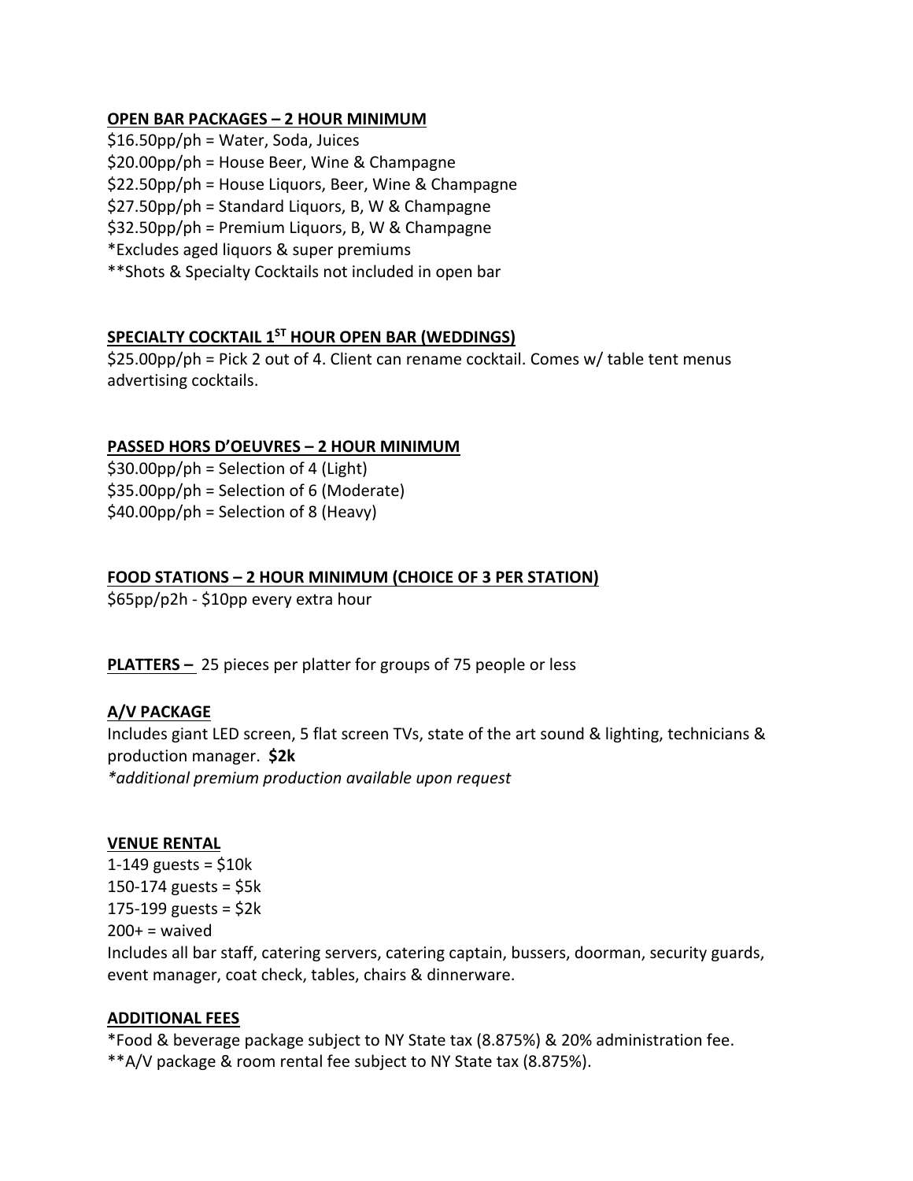**OPEN BAR PACKAGES – 2 HOUR MINIMUM**

$16.50pp/ph = Water, Soda, Juices
$20.00pp/ph = House Beer, Wine & Champagne
$22.50pp/ph = House Liquors, Beer, Wine & Champagne
$27.50pp/ph = Standard Liquors, B, W & Champagne
$32.50pp/ph = Premium Liquors, B, W & Champagne
*Excludes aged liquors & super premiums
**Shots & Specialty Cocktails not included in open bar

**SPECIALTY COCKTAIL 1ST HOUR OPEN BAR (WEDDINGS)**

$25.00pp/ph = Pick 2 out of 4. Client can rename cocktail. Comes w/ table tent menus advertising cocktails.

**PASSED HORS D'OEUVRES – 2 HOUR MINIMUM**

$30.00pp/ph = Selection of 4 (Light)
$35.00pp/ph = Selection of 6 (Moderate)
$40.00pp/ph = Selection of 8 (Heavy)

**FOOD STATIONS – 2 HOUR MINIMUM (CHOICE OF 3 PER STATION)**

$65pp/p2h - $10pp every extra hour

**PLATTERS –** 25 pieces per platter for groups of 75 people or less

**A/V PACKAGE**

Includes giant LED screen, 5 flat screen TVs, state of the art sound & lighting, technicians & production manager. **$2k**
*\*additional premium production available upon request*

**VENUE RENTAL**

1-149 guests = $10k
150-174 guests = $5k
175-199 guests = $2k
200+ = waived
Includes all bar staff, catering servers, catering captain, bussers, doorman, security guards, event manager, coat check, tables, chairs & dinnerware.

**ADDITIONAL FEES**

*Food & beverage package subject to NY State tax (8.875%) & 20% administration fee.
**A/V package & room rental fee subject to NY State tax (8.875%).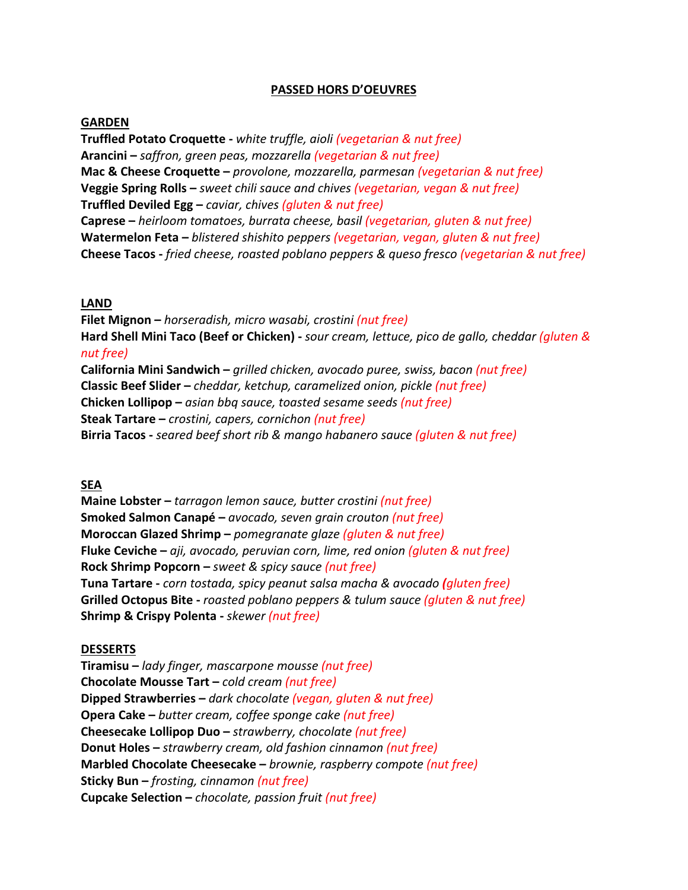## PASSED HORS D'OEUVRES

### GARDEN

**Truffled Potato Croquette -** *white truffle, aioli (vegetarian & nut free)*
**Arancini –** *saffron, green peas, mozzarella (vegetarian & nut free)*
**Mac & Cheese Croquette –** *provolone, mozzarella, parmesan (vegetarian & nut free)*
**Veggie Spring Rolls –** *sweet chili sauce and chives (vegetarian, vegan & nut free)*
**Truffled Deviled Egg –** *caviar, chives (gluten & nut free)*
**Caprese –** *heirloom tomatoes, burrata cheese, basil (vegetarian, gluten & nut free)*
**Watermelon Feta –** *blistered shishito peppers (vegetarian, vegan, gluten & nut free)*
**Cheese Tacos -** *fried cheese, roasted poblano peppers & queso fresco (vegetarian & nut free)*

### LAND

**Filet Mignon –** *horseradish, micro wasabi, crostini (nut free)*
**Hard Shell Mini Taco (Beef or Chicken) -** *sour cream, lettuce, pico de gallo, cheddar (gluten & nut free)*
**California Mini Sandwich –** *grilled chicken, avocado puree, swiss, bacon (nut free)*
**Classic Beef Slider –** *cheddar, ketchup, caramelized onion, pickle (nut free)*
**Chicken Lollipop –** *asian bbq sauce, toasted sesame seeds (nut free)*
**Steak Tartare –** *crostini, capers, cornichon (nut free)*
**Birria Tacos -** *seared beef short rib & mango habanero sauce (gluten & nut free)*

### SEA

**Maine Lobster –** *tarragon lemon sauce, butter crostini (nut free)*
**Smoked Salmon Canapé –** *avocado, seven grain crouton (nut free)*
**Moroccan Glazed Shrimp –** *pomegranate glaze (gluten & nut free)*
**Fluke Ceviche –** *aji, avocado, peruvian corn, lime, red onion (gluten & nut free)*
**Rock Shrimp Popcorn –** *sweet & spicy sauce (nut free)*
**Tuna Tartare -** *corn tostada, spicy peanut salsa macha & avocado (gluten free)*
**Grilled Octopus Bite -** *roasted poblano peppers & tulum sauce (gluten & nut free)*
**Shrimp & Crispy Polenta -** *skewer (nut free)*

### DESSERTS

**Tiramisu –** *lady finger, mascarpone mousse (nut free)*
**Chocolate Mousse Tart –** *cold cream (nut free)*
**Dipped Strawberries –** *dark chocolate (vegan, gluten & nut free)*
**Opera Cake –** *butter cream, coffee sponge cake (nut free)*
**Cheesecake Lollipop Duo –** *strawberry, chocolate (nut free)*
**Donut Holes –** *strawberry cream, old fashion cinnamon (nut free)*
**Marbled Chocolate Cheesecake –** *brownie, raspberry compote (nut free)*
**Sticky Bun –** *frosting, cinnamon (nut free)*
**Cupcake Selection –** *chocolate, passion fruit (nut free)*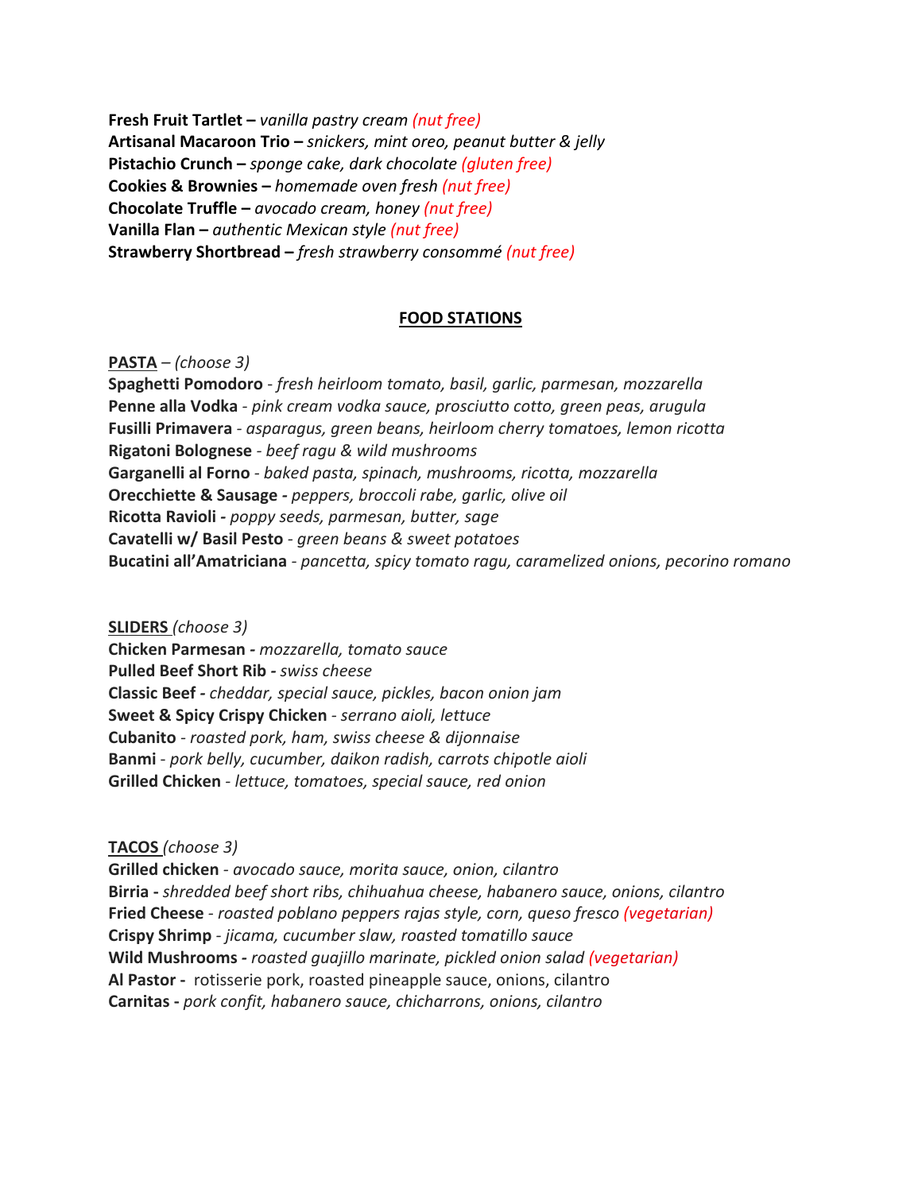**Fresh Fruit Tartlet –** *vanilla pastry cream (nut free)*
**Artisanal Macaroon Trio –** *snickers, mint oreo, peanut butter & jelly*
**Pistachio Crunch –** *sponge cake, dark chocolate (gluten free)*
**Cookies & Brownies –** *homemade oven fresh (nut free)*
**Chocolate Truffle –** *avocado cream, honey (nut free)*
**Vanilla Flan –** *authentic Mexican style (nut free)*
**Strawberry Shortbread –** *fresh strawberry consommé (nut free)*

## FOOD STATIONS

**PASTA** – *(choose 3)*
**Spaghetti Pomodoro** - *fresh heirloom tomato, basil, garlic, parmesan, mozzarella*
**Penne alla Vodka** - *pink cream vodka sauce, prosciutto cotto, green peas, arugula*
**Fusilli Primavera** - *asparagus, green beans, heirloom cherry tomatoes, lemon ricotta*
**Rigatoni Bolognese** - *beef ragu & wild mushrooms*
**Garganelli al Forno** - *baked pasta, spinach, mushrooms, ricotta, mozzarella*
**Orecchiette & Sausage -** *peppers, broccoli rabe, garlic, olive oil*
**Ricotta Ravioli -** *poppy seeds, parmesan, butter, sage*
**Cavatelli w/ Basil Pesto** - *green beans & sweet potatoes*
**Bucatini all'Amatriciana** - *pancetta, spicy tomato ragu, caramelized onions, pecorino romano*

**SLIDERS** *(choose 3)*
**Chicken Parmesan -** *mozzarella, tomato sauce*
**Pulled Beef Short Rib -** *swiss cheese*
**Classic Beef -** *cheddar, special sauce, pickles, bacon onion jam*
**Sweet & Spicy Crispy Chicken** - *serrano aioli, lettuce*
**Cubanito** - *roasted pork, ham, swiss cheese & dijonnaise*
**Banmi** - *pork belly, cucumber, daikon radish, carrots chipotle aioli*
**Grilled Chicken** - *lettuce, tomatoes, special sauce, red onion*

**TACOS** *(choose 3)*
**Grilled chicken** - *avocado sauce, morita sauce, onion, cilantro*
**Birria -** *shredded beef short ribs, chihuahua cheese, habanero sauce, onions, cilantro*
**Fried Cheese** - *roasted poblano peppers rajas style, corn, queso fresco (vegetarian)*
**Crispy Shrimp** - *jicama, cucumber slaw, roasted tomatillo sauce*
**Wild Mushrooms -** *roasted guajillo marinate, pickled onion salad (vegetarian)*
**Al Pastor -** rotisserie pork, roasted pineapple sauce, onions, cilantro
**Carnitas -** *pork confit, habanero sauce, chicharrons, onions, cilantro*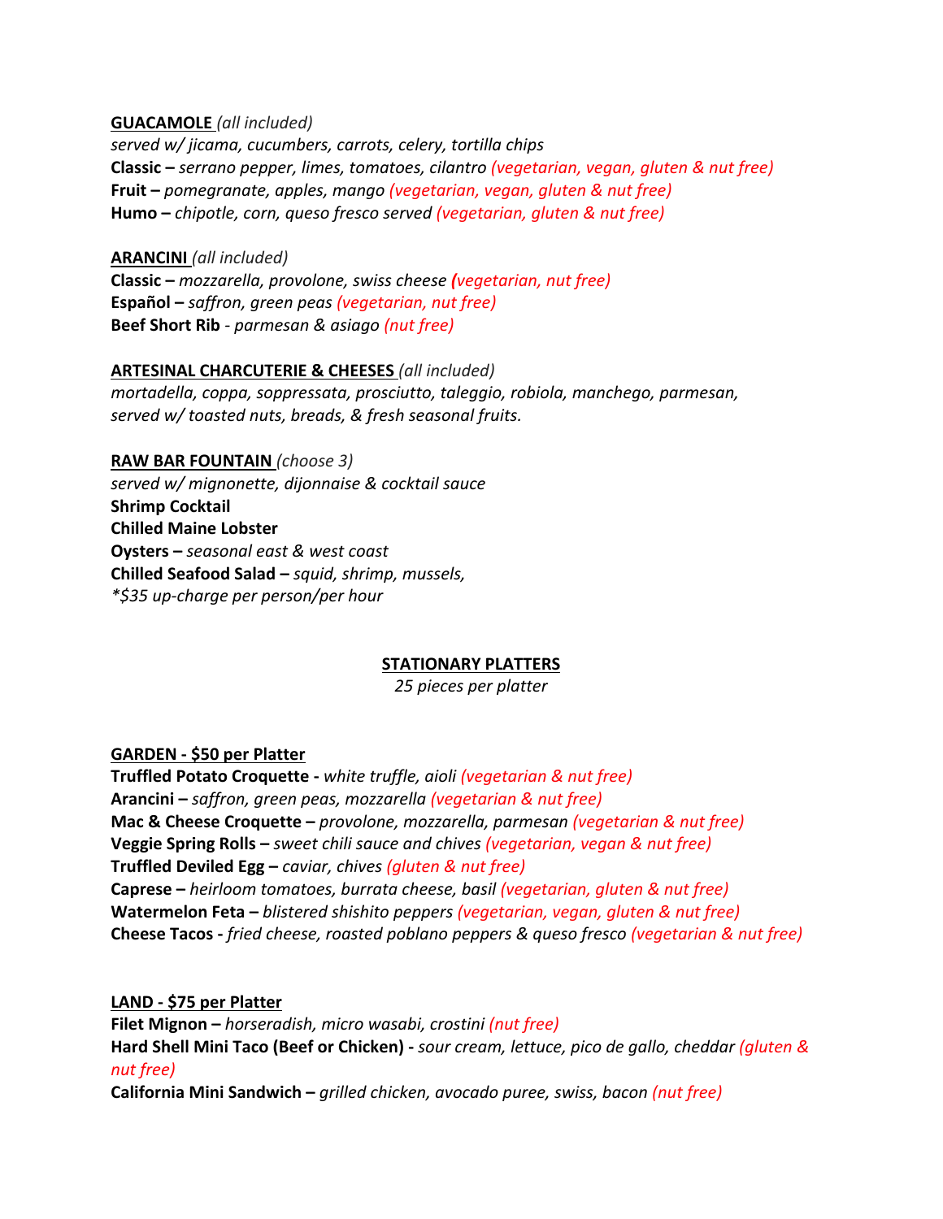**<u>GUACAMOLE</u>** *(all included)*
*served w/ jicama, cucumbers, carrots, celery, tortilla chips*
**Classic –** *serrano pepper, limes, tomatoes, cilantro (vegetarian, vegan, gluten & nut free)*
**Fruit –** *pomegranate, apples, mango (vegetarian, vegan, gluten & nut free)*
**Humo –** *chipotle, corn, queso fresco served (vegetarian, gluten & nut free)*

**<u>ARANCINI</u>** *(all included)*
**Classic –** *mozzarella, provolone, swiss cheese (vegetarian, nut free)*
**Español –** *saffron, green peas (vegetarian, nut free)*
**Beef Short Rib** - *parmesan & asiago (nut free)*

**<u>ARTESINAL CHARCUTERIE & CHEESES</u>** *(all included)*
*mortadella, coppa, soppressata, prosciutto, taleggio, robiola, manchego, parmesan, served w/ toasted nuts, breads, & fresh seasonal fruits.*

**<u>RAW BAR FOUNTAIN</u>** *(choose 3)*
*served w/ mignonette, dijonnaise & cocktail sauce*
**Shrimp Cocktail**
**Chilled Maine Lobster**
**Oysters –** *seasonal east & west coast*
**Chilled Seafood Salad –** *squid, shrimp, mussels,*
**$35 up-charge per person/per hour*

## <u>STATIONARY PLATTERS</u>

*25 pieces per platter*

**<u>GARDEN - $50 per Platter</u>**
**Truffled Potato Croquette -** *white truffle, aioli (vegetarian & nut free)*
**Arancini –** *saffron, green peas, mozzarella (vegetarian & nut free)*
**Mac & Cheese Croquette –** *provolone, mozzarella, parmesan (vegetarian & nut free)*
**Veggie Spring Rolls –** *sweet chili sauce and chives (vegetarian, vegan & nut free)*
**Truffled Deviled Egg –** *caviar, chives (gluten & nut free)*
**Caprese –** *heirloom tomatoes, burrata cheese, basil (vegetarian, gluten & nut free)*
**Watermelon Feta –** *blistered shishito peppers (vegetarian, vegan, gluten & nut free)*
**Cheese Tacos -** *fried cheese, roasted poblano peppers & queso fresco (vegetarian & nut free)*

**<u>LAND - $75 per Platter</u>**
**Filet Mignon –** *horseradish, micro wasabi, crostini (nut free)*
**Hard Shell Mini Taco (Beef or Chicken) -** *sour cream, lettuce, pico de gallo, cheddar (gluten & nut free)*
**California Mini Sandwich –** *grilled chicken, avocado puree, swiss, bacon (nut free)*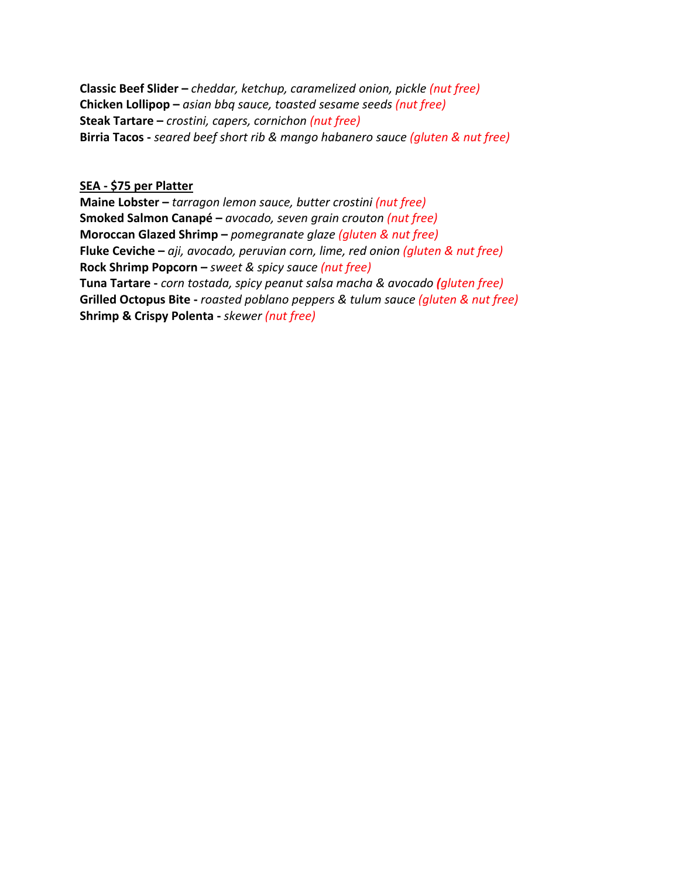**Classic Beef Slider –** *cheddar, ketchup, caramelized onion, pickle (nut free)*
**Chicken Lollipop –** *asian bbq sauce, toasted sesame seeds (nut free)*
**Steak Tartare –** *crostini, capers, cornichon (nut free)*
**Birria Tacos -** *seared beef short rib & mango habanero sauce (gluten & nut free)*

**SEA - $75 per Platter**

**Maine Lobster –** *tarragon lemon sauce, butter crostini (nut free)*
**Smoked Salmon Canapé –** *avocado, seven grain crouton (nut free)*
**Moroccan Glazed Shrimp –** *pomegranate glaze (gluten & nut free)*
**Fluke Ceviche –** *aji, avocado, peruvian corn, lime, red onion (gluten & nut free)*
**Rock Shrimp Popcorn –** *sweet & spicy sauce (nut free)*
**Tuna Tartare -** *corn tostada, spicy peanut salsa macha & avocado (gluten free)*
**Grilled Octopus Bite -** *roasted poblano peppers & tulum sauce (gluten & nut free)*
**Shrimp & Crispy Polenta -** *skewer (nut free)*